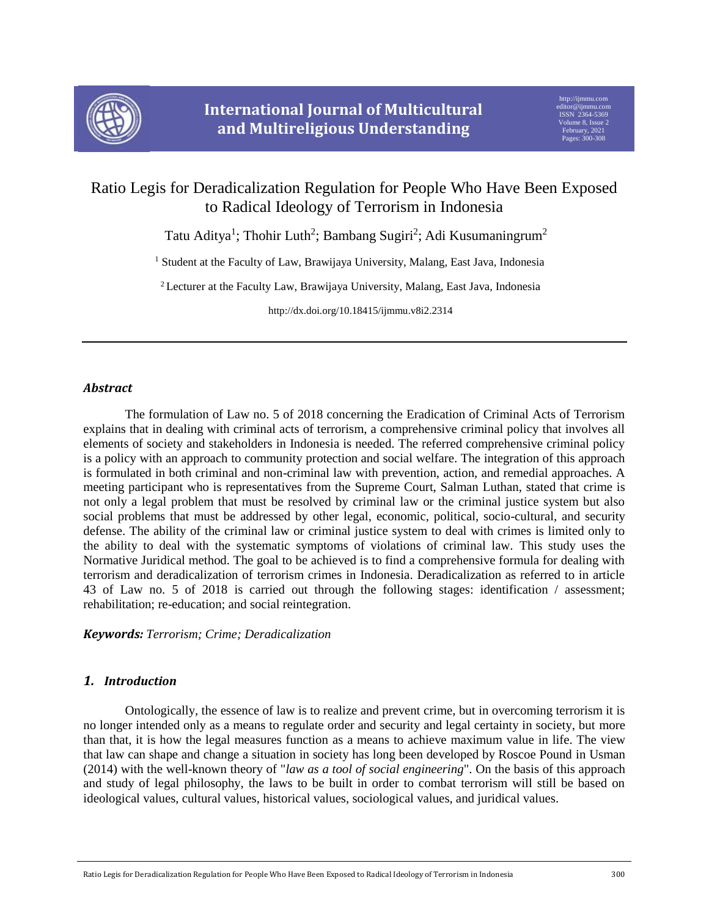# Ratio Legis for Deradicalization Regulation for People Who Have Been Exposed to Radical Ideology of Terrorism in Indonesia

Tatu Aditya[1]; Thohir Luth[2]; Bambang Sugiri[2]; Adi Kusumaningrum[2]

[1] Student at the Faculty of Law, Brawijaya University, Malang, East Java, Indonesia

[2] Lecturer at the Faculty Law, Brawijaya University, Malang, East Java, Indonesia

http://dx.doi.org/10.18415/ijmmu.v8i2.2314

---

### *Abstract*

The formulation of Law no. 5 of 2018 concerning the Eradication of Criminal Acts of Terrorism explains that in dealing with criminal acts of terrorism, a comprehensive criminal policy that involves all elements of society and stakeholders in Indonesia is needed. The referred comprehensive criminal policy is a policy with an approach to community protection and social welfare. The integration of this approach is formulated in both criminal and non-criminal law with prevention, action, and remedial approaches. A meeting participant who is representatives from the Supreme Court, Salman Luthan, stated that crime is not only a legal problem that must be resolved by criminal law or the criminal justice system but also social problems that must be addressed by other legal, economic, political, socio-cultural, and security defense. The ability of the criminal law or criminal justice system to deal with crimes is limited only to the ability to deal with the systematic symptoms of violations of criminal law. This study uses the Normative Juridical method. The goal to be achieved is to find a comprehensive formula for dealing with terrorism and deradicalization of terrorism crimes in Indonesia. Deradicalization as referred to in article 43 of Law no. 5 of 2018 is carried out through the following stages: identification / assessment; rehabilitation; re-education; and social reintegration.

***Keywords:*** *Terrorism; Crime; Deradicalization*

## *1. Introduction*

Ontologically, the essence of law is to realize and prevent crime, but in overcoming terrorism it is no longer intended only as a means to regulate order and security and legal certainty in society, but more than that, it is how the legal measures function as a means to achieve maximum value in life. The view that law can shape and change a situation in society has long been developed by Roscoe Pound in Usman (2014) with the well-known theory of "*law as a tool of social engineering*". On the basis of this approach and study of legal philosophy, the laws to be built in order to combat terrorism will still be based on ideological values, cultural values, historical values, sociological values, and juridical values.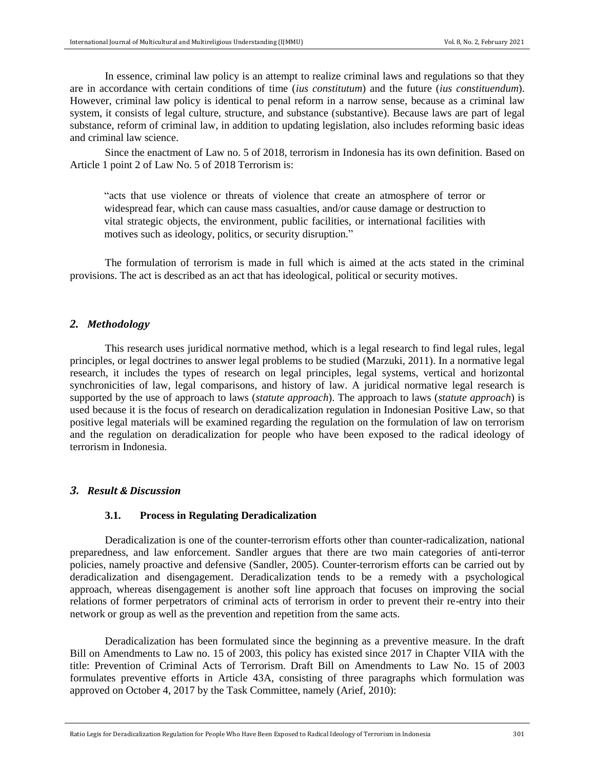In essence, criminal law policy is an attempt to realize criminal laws and regulations so that they are in accordance with certain conditions of time (*ius constitutum*) and the future (*ius constituendum*). However, criminal law policy is identical to penal reform in a narrow sense, because as a criminal law system, it consists of legal culture, structure, and substance (substantive). Because laws are part of legal substance, reform of criminal law, in addition to updating legislation, also includes reforming basic ideas and criminal law science.

Since the enactment of Law no. 5 of 2018, terrorism in Indonesia has its own definition. Based on Article 1 point 2 of Law No. 5 of 2018 Terrorism is:

> "acts that use violence or threats of violence that create an atmosphere of terror or widespread fear, which can cause mass casualties, and/or cause damage or destruction to vital strategic objects, the environment, public facilities, or international facilities with motives such as ideology, politics, or security disruption."

The formulation of terrorism is made in full which is aimed at the acts stated in the criminal provisions. The act is described as an act that has ideological, political or security motives.

## *2. Methodology*

This research uses juridical normative method, which is a legal research to find legal rules, legal principles, or legal doctrines to answer legal problems to be studied (Marzuki, 2011). In a normative legal research, it includes the types of research on legal principles, legal systems, vertical and horizontal synchronicities of law, legal comparisons, and history of law. A juridical normative legal research is supported by the use of approach to laws (*statute approach*). The approach to laws (*statute approach*) is used because it is the focus of research on deradicalization regulation in Indonesian Positive Law, so that positive legal materials will be examined regarding the regulation on the formulation of law on terrorism and the regulation on deradicalization for people who have been exposed to the radical ideology of terrorism in Indonesia.

## *3. Result & Discussion*

### 3.1. Process in Regulating Deradicalization

Deradicalization is one of the counter-terrorism efforts other than counter-radicalization, national preparedness, and law enforcement. Sandler argues that there are two main categories of anti-terror policies, namely proactive and defensive (Sandler, 2005). Counter-terrorism efforts can be carried out by deradicalization and disengagement. Deradicalization tends to be a remedy with a psychological approach, whereas disengagement is another soft line approach that focuses on improving the social relations of former perpetrators of criminal acts of terrorism in order to prevent their re-entry into their network or group as well as the prevention and repetition from the same acts.

Deradicalization has been formulated since the beginning as a preventive measure. In the draft Bill on Amendments to Law no. 15 of 2003, this policy has existed since 2017 in Chapter VIIA with the title: Prevention of Criminal Acts of Terrorism. Draft Bill on Amendments to Law No. 15 of 2003 formulates preventive efforts in Article 43A, consisting of three paragraphs which formulation was approved on October 4, 2017 by the Task Committee, namely (Arief, 2010):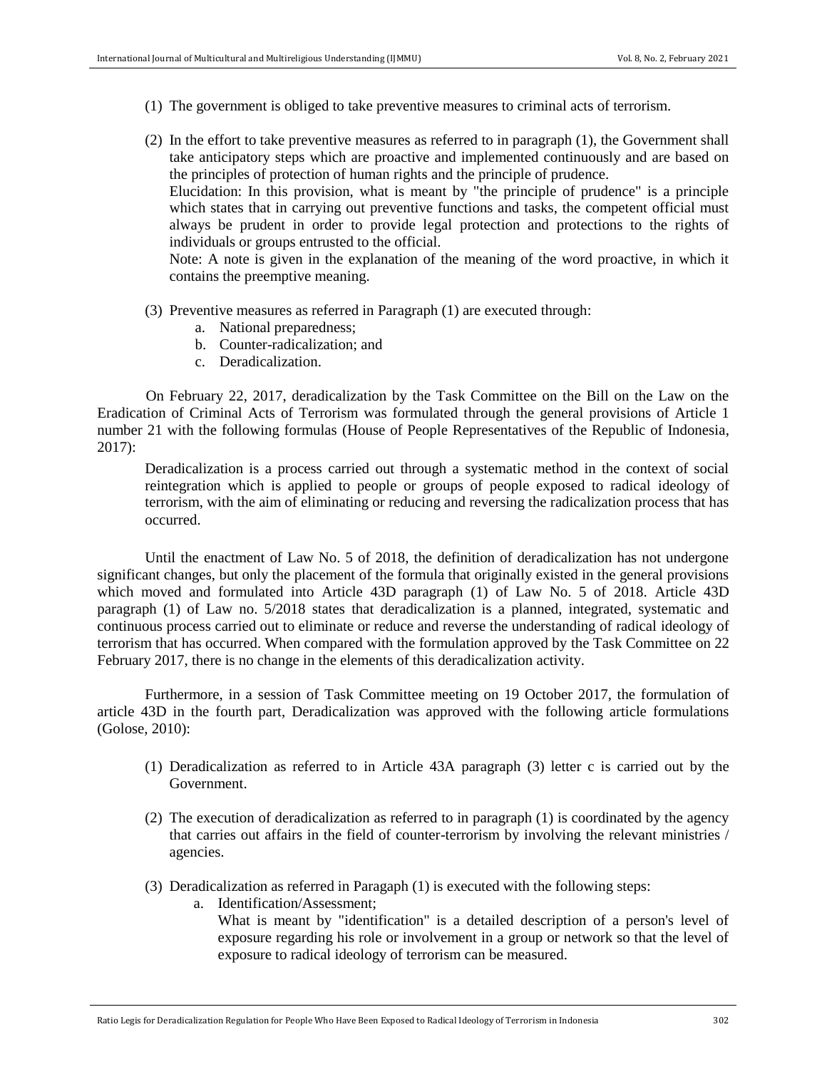(1) The government is obliged to take preventive measures to criminal acts of terrorism.

(2) In the effort to take preventive measures as referred to in paragraph (1), the Government shall take anticipatory steps which are proactive and implemented continuously and are based on the principles of protection of human rights and the principle of prudence.
    Elucidation: In this provision, what is meant by "the principle of prudence" is a principle which states that in carrying out preventive functions and tasks, the competent official must always be prudent in order to provide legal protection and protections to the rights of individuals or groups entrusted to the official.
    Note: A note is given in the explanation of the meaning of the word proactive, in which it contains the preemptive meaning.

(3) Preventive measures as referred in Paragraph (1) are executed through:
    a. National preparedness;
    b. Counter-radicalization; and
    c. Deradicalization.

On February 22, 2017, deradicalization by the Task Committee on the Bill on the Law on the Eradication of Criminal Acts of Terrorism was formulated through the general provisions of Article 1 number 21 with the following formulas (House of People Representatives of the Republic of Indonesia, 2017):

> Deradicalization is a process carried out through a systematic method in the context of social reintegration which is applied to people or groups of people exposed to radical ideology of terrorism, with the aim of eliminating or reducing and reversing the radicalization process that has occurred.

Until the enactment of Law No. 5 of 2018, the definition of deradicalization has not undergone significant changes, but only the placement of the formula that originally existed in the general provisions which moved and formulated into Article 43D paragraph (1) of Law No. 5 of 2018. Article 43D paragraph (1) of Law no. 5/2018 states that deradicalization is a planned, integrated, systematic and continuous process carried out to eliminate or reduce and reverse the understanding of radical ideology of terrorism that has occurred. When compared with the formulation approved by the Task Committee on 22 February 2017, there is no change in the elements of this deradicalization activity.

Furthermore, in a session of Task Committee meeting on 19 October 2017, the formulation of article 43D in the fourth part, Deradicalization was approved with the following article formulations (Golose, 2010):

(1) Deradicalization as referred to in Article 43A paragraph (3) letter c is carried out by the Government.

(2) The execution of deradicalization as referred to in paragraph (1) is coordinated by the agency that carries out affairs in the field of counter-terrorism by involving the relevant ministries / agencies.

(3) Deradicalization as referred in Paragaph (1) is executed with the following steps:
    a. Identification/Assessment;
       What is meant by "identification" is a detailed description of a person's level of exposure regarding his role or involvement in a group or network so that the level of exposure to radical ideology of terrorism can be measured.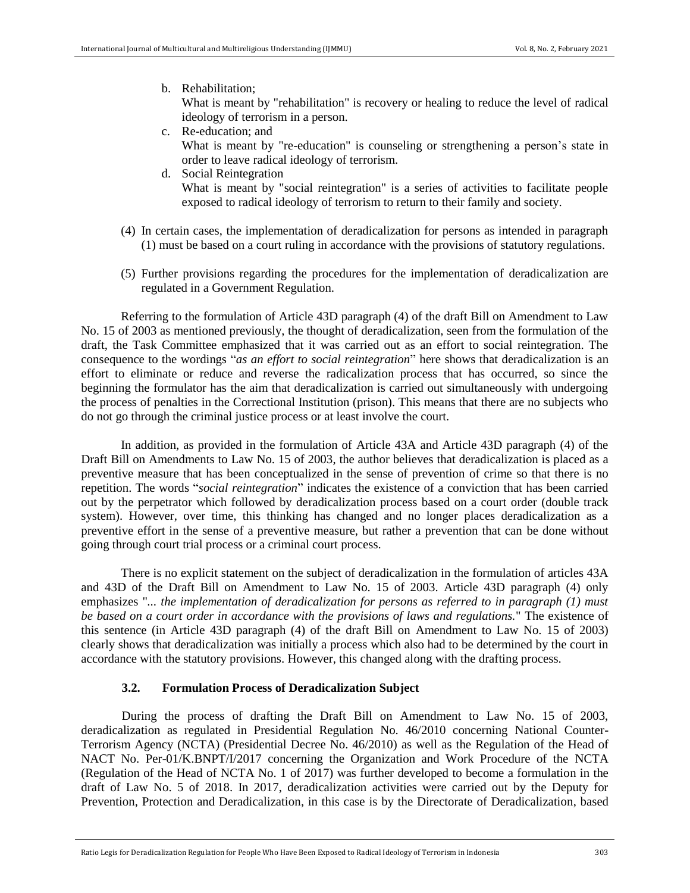b. Rehabilitation;
   What is meant by "rehabilitation" is recovery or healing to reduce the level of radical ideology of terrorism in a person.
c. Re-education; and
   What is meant by "re-education" is counseling or strengthening a person's state in order to leave radical ideology of terrorism.
d. Social Reintegration
   What is meant by "social reintegration" is a series of activities to facilitate people exposed to radical ideology of terrorism to return to their family and society.

(4) In certain cases, the implementation of deradicalization for persons as intended in paragraph (1) must be based on a court ruling in accordance with the provisions of statutory regulations.

(5) Further provisions regarding the procedures for the implementation of deradicalization are regulated in a Government Regulation.

Referring to the formulation of Article 43D paragraph (4) of the draft Bill on Amendment to Law No. 15 of 2003 as mentioned previously, the thought of deradicalization, seen from the formulation of the draft, the Task Committee emphasized that it was carried out as an effort to social reintegration. The consequence to the wordings "*as an effort to social reintegration*" here shows that deradicalization is an effort to eliminate or reduce and reverse the radicalization process that has occurred, so since the beginning the formulator has the aim that deradicalization is carried out simultaneously with undergoing the process of penalties in the Correctional Institution (prison). This means that there are no subjects who do not go through the criminal justice process or at least involve the court.

In addition, as provided in the formulation of Article 43A and Article 43D paragraph (4) of the Draft Bill on Amendments to Law No. 15 of 2003, the author believes that deradicalization is placed as a preventive measure that has been conceptualized in the sense of prevention of crime so that there is no repetition. The words "*social reintegration*" indicates the existence of a conviction that has been carried out by the perpetrator which followed by deradicalization process based on a court order (double track system). However, over time, this thinking has changed and no longer places deradicalization as a preventive effort in the sense of a preventive measure, but rather a prevention that can be done without going through court trial process or a criminal court process.

There is no explicit statement on the subject of deradicalization in the formulation of articles 43A and 43D of the Draft Bill on Amendment to Law No. 15 of 2003. Article 43D paragraph (4) only emphasizes "*... the implementation of deradicalization for persons as referred to in paragraph (1) must be based on a court order in accordance with the provisions of laws and regulations.*" The existence of this sentence (in Article 43D paragraph (4) of the draft Bill on Amendment to Law No. 15 of 2003) clearly shows that deradicalization was initially a process which also had to be determined by the court in accordance with the statutory provisions. However, this changed along with the drafting process.

### 3.2. Formulation Process of Deradicalization Subject

During the process of drafting the Draft Bill on Amendment to Law No. 15 of 2003, deradicalization as regulated in Presidential Regulation No. 46/2010 concerning National Counter-Terrorism Agency (NCTA) (Presidential Decree No. 46/2010) as well as the Regulation of the Head of NACT No. Per-01/K.BNPT/I/2017 concerning the Organization and Work Procedure of the NCTA (Regulation of the Head of NCTA No. 1 of 2017) was further developed to become a formulation in the draft of Law No. 5 of 2018. In 2017, deradicalization activities were carried out by the Deputy for Prevention, Protection and Deradicalization, in this case is by the Directorate of Deradicalization, based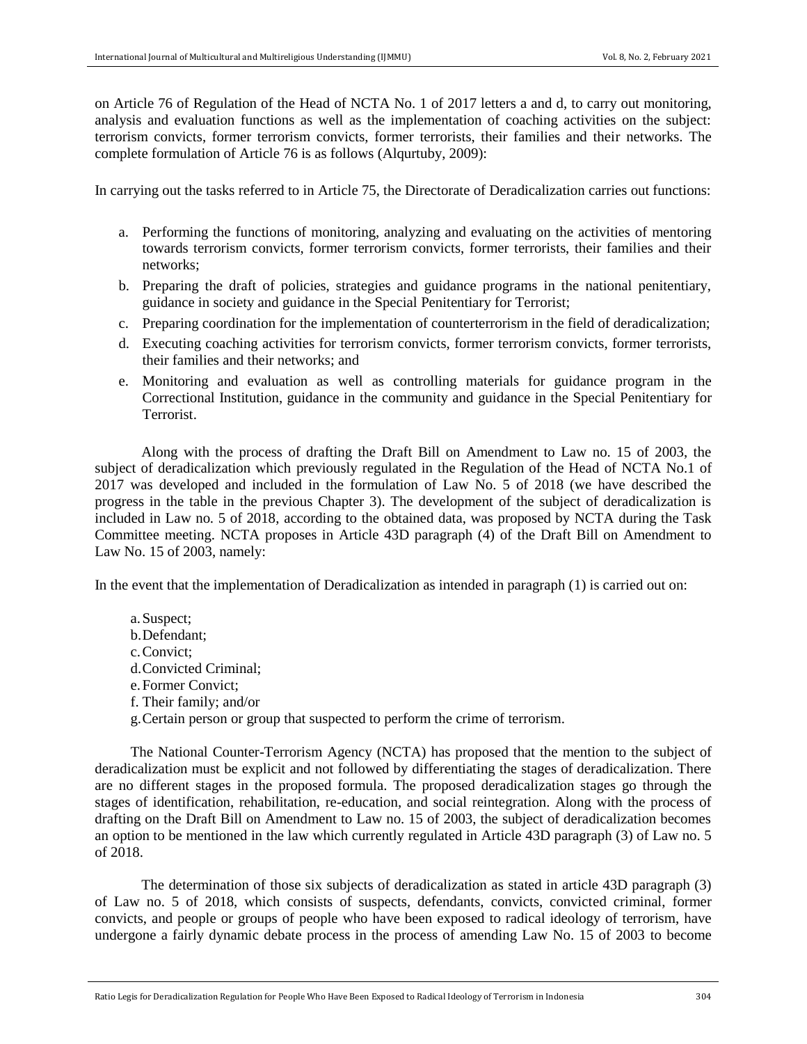on Article 76 of Regulation of the Head of NCTA No. 1 of 2017 letters a and d, to carry out monitoring, analysis and evaluation functions as well as the implementation of coaching activities on the subject: terrorism convicts, former terrorism convicts, former terrorists, their families and their networks. The complete formulation of Article 76 is as follows (Alqurtuby, 2009):

In carrying out the tasks referred to in Article 75, the Directorate of Deradicalization carries out functions:

a. Performing the functions of monitoring, analyzing and evaluating on the activities of mentoring towards terrorism convicts, former terrorism convicts, former terrorists, their families and their networks;
b. Preparing the draft of policies, strategies and guidance programs in the national penitentiary, guidance in society and guidance in the Special Penitentiary for Terrorist;
c. Preparing coordination for the implementation of counterterrorism in the field of deradicalization;
d. Executing coaching activities for terrorism convicts, former terrorism convicts, former terrorists, their families and their networks; and
e. Monitoring and evaluation as well as controlling materials for guidance program in the Correctional Institution, guidance in the community and guidance in the Special Penitentiary for Terrorist.

Along with the process of drafting the Draft Bill on Amendment to Law no. 15 of 2003, the subject of deradicalization which previously regulated in the Regulation of the Head of NCTA No.1 of 2017 was developed and included in the formulation of Law No. 5 of 2018 (we have described the progress in the table in the previous Chapter 3). The development of the subject of deradicalization is included in Law no. 5 of 2018, according to the obtained data, was proposed by NCTA during the Task Committee meeting. NCTA proposes in Article 43D paragraph (4) of the Draft Bill on Amendment to Law No. 15 of 2003, namely:

In the event that the implementation of Deradicalization as intended in paragraph (1) is carried out on:

a. Suspect;
b. Defendant;
c. Convict;
d. Convicted Criminal;
e. Former Convict;
f. Their family; and/or
g. Certain person or group that suspected to perform the crime of terrorism.

The National Counter-Terrorism Agency (NCTA) has proposed that the mention to the subject of deradicalization must be explicit and not followed by differentiating the stages of deradicalization. There are no different stages in the proposed formula. The proposed deradicalization stages go through the stages of identification, rehabilitation, re-education, and social reintegration. Along with the process of drafting on the Draft Bill on Amendment to Law no. 15 of 2003, the subject of deradicalization becomes an option to be mentioned in the law which currently regulated in Article 43D paragraph (3) of Law no. 5 of 2018.

The determination of those six subjects of deradicalization as stated in article 43D paragraph (3) of Law no. 5 of 2018, which consists of suspects, defendants, convicts, convicted criminal, former convicts, and people or groups of people who have been exposed to radical ideology of terrorism, have undergone a fairly dynamic debate process in the process of amending Law No. 15 of 2003 to become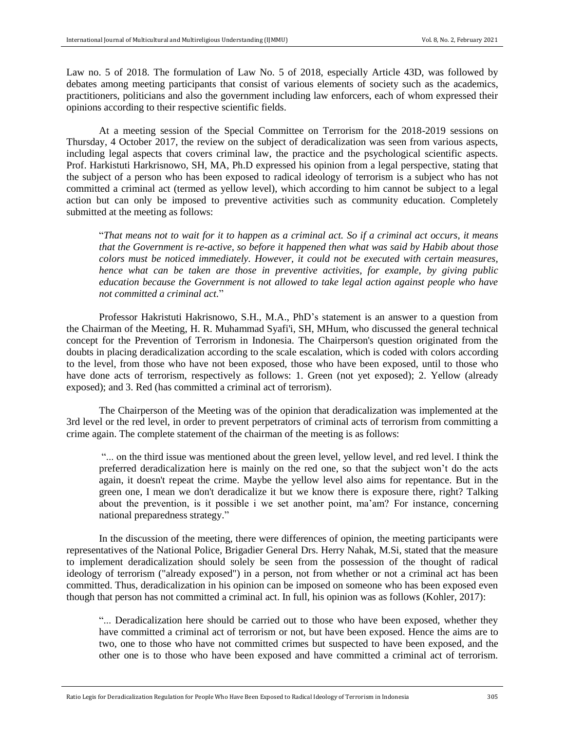Law no. 5 of 2018. The formulation of Law No. 5 of 2018, especially Article 43D, was followed by debates among meeting participants that consist of various elements of society such as the academics, practitioners, politicians and also the government including law enforcers, each of whom expressed their opinions according to their respective scientific fields.

At a meeting session of the Special Committee on Terrorism for the 2018-2019 sessions on Thursday, 4 October 2017, the review on the subject of deradicalization was seen from various aspects, including legal aspects that covers criminal law, the practice and the psychological scientific aspects. Prof. Harkistuti Harkrisnowo, SH, MA, Ph.D expressed his opinion from a legal perspective, stating that the subject of a person who has been exposed to radical ideology of terrorism is a subject who has not committed a criminal act (termed as yellow level), which according to him cannot be subject to a legal action but can only be imposed to preventive activities such as community education. Completely submitted at the meeting as follows:

> "*That means not to wait for it to happen as a criminal act. So if a criminal act occurs, it means that the Government is re-active, so before it happened then what was said by Habib about those colors must be noticed immediately. However, it could not be executed with certain measures, hence what can be taken are those in preventive activities, for example, by giving public education because the Government is not allowed to take legal action against people who have not committed a criminal act.*"

Professor Hakristuti Hakrisnowo, S.H., M.A., PhD's statement is an answer to a question from the Chairman of the Meeting, H. R. Muhammad Syafi'i, SH, MHum, who discussed the general technical concept for the Prevention of Terrorism in Indonesia. The Chairperson's question originated from the doubts in placing deradicalization according to the scale escalation, which is coded with colors according to the level, from those who have not been exposed, those who have been exposed, until to those who have done acts of terrorism, respectively as follows: 1. Green (not yet exposed); 2. Yellow (already exposed); and 3. Red (has committed a criminal act of terrorism).

The Chairperson of the Meeting was of the opinion that deradicalization was implemented at the 3rd level or the red level, in order to prevent perpetrators of criminal acts of terrorism from committing a crime again. The complete statement of the chairman of the meeting is as follows:

> "... on the third issue was mentioned about the green level, yellow level, and red level. I think the preferred deradicalization here is mainly on the red one, so that the subject won't do the acts again, it doesn't repeat the crime. Maybe the yellow level also aims for repentance. But in the green one, I mean we don't deradicalize it but we know there is exposure there, right? Talking about the prevention, is it possible i we set another point, ma'am? For instance, concerning national preparedness strategy."

In the discussion of the meeting, there were differences of opinion, the meeting participants were representatives of the National Police, Brigadier General Drs. Herry Nahak, M.Si, stated that the measure to implement deradicalization should solely be seen from the possession of the thought of radical ideology of terrorism ("already exposed") in a person, not from whether or not a criminal act has been committed. Thus, deradicalization in his opinion can be imposed on someone who has been exposed even though that person has not committed a criminal act. In full, his opinion was as follows (Kohler, 2017):

> "... Deradicalization here should be carried out to those who have been exposed, whether they have committed a criminal act of terrorism or not, but have been exposed. Hence the aims are to two, one to those who have not committed crimes but suspected to have been exposed, and the other one is to those who have been exposed and have committed a criminal act of terrorism.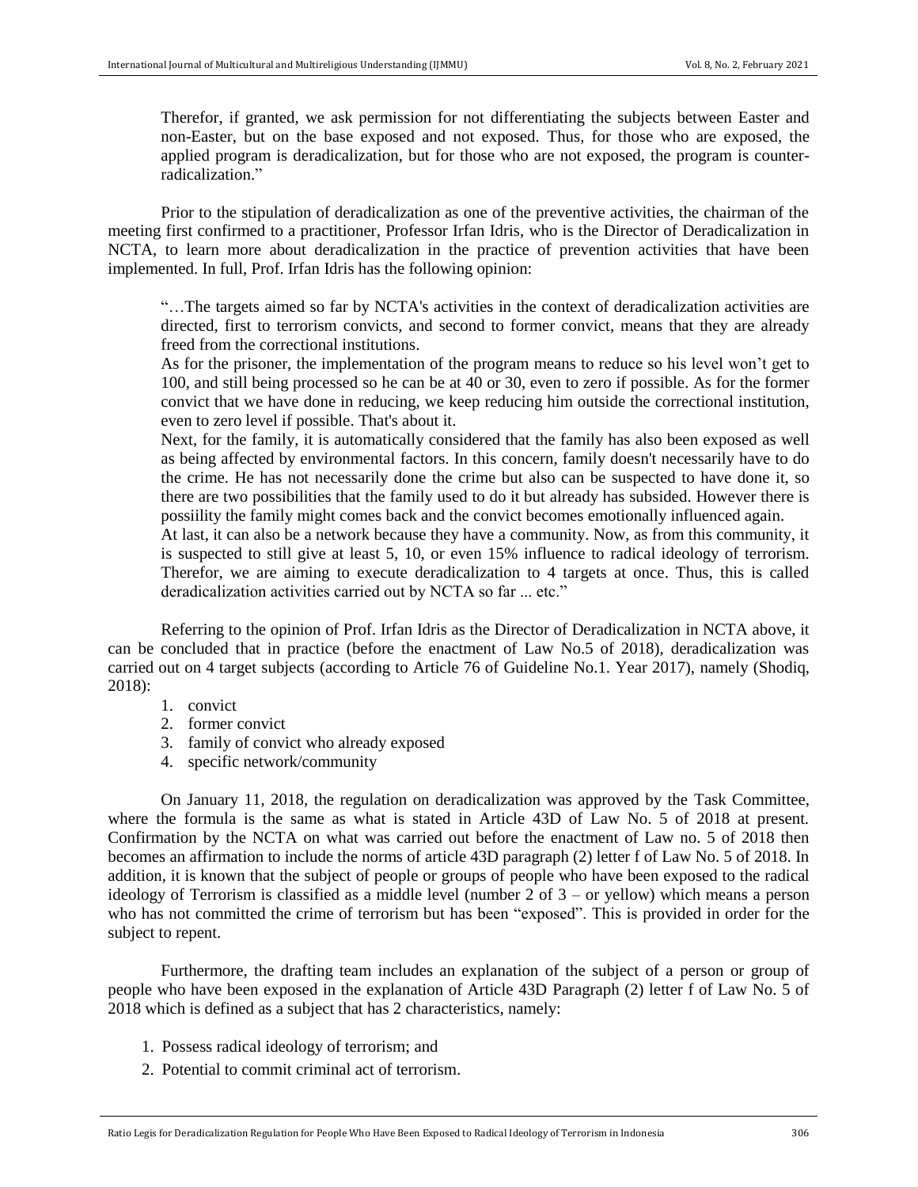Therefor, if granted, we ask permission for not differentiating the subjects between Easter and non-Easter, but on the base exposed and not exposed. Thus, for those who are exposed, the applied program is deradicalization, but for those who are not exposed, the program is counter-radicalization."

Prior to the stipulation of deradicalization as one of the preventive activities, the chairman of the meeting first confirmed to a practitioner, Professor Irfan Idris, who is the Director of Deradicalization in NCTA, to learn more about deradicalization in the practice of prevention activities that have been implemented. In full, Prof. Irfan Idris has the following opinion:

> "…The targets aimed so far by NCTA's activities in the context of deradicalization activities are directed, first to terrorism convicts, and second to former convict, means that they are already freed from the correctional institutions.
>
> As for the prisoner, the implementation of the program means to reduce so his level won't get to 100, and still being processed so he can be at 40 or 30, even to zero if possible. As for the former convict that we have done in reducing, we keep reducing him outside the correctional institution, even to zero level if possible. That's about it.
>
> Next, for the family, it is automatically considered that the family has also been exposed as well as being affected by environmental factors. In this concern, family doesn't necessarily have to do the crime. He has not necessarily done the crime but also can be suspected to have done it, so there are two possibilities that the family used to do it but already has subsided. However there is possiility the family might comes back and the convict becomes emotionally influenced again.
>
> At last, it can also be a network because they have a community. Now, as from this community, it is suspected to still give at least 5, 10, or even 15% influence to radical ideology of terrorism. Therefor, we are aiming to execute deradicalization to 4 targets at once. Thus, this is called deradicalization activities carried out by NCTA so far ... etc."

Referring to the opinion of Prof. Irfan Idris as the Director of Deradicalization in NCTA above, it can be concluded that in practice (before the enactment of Law No.5 of 2018), deradicalization was carried out on 4 target subjects (according to Article 76 of Guideline No.1. Year 2017), namely (Shodiq, 2018):

1. convict
2. former convict
3. family of convict who already exposed
4. specific network/community

On January 11, 2018, the regulation on deradicalization was approved by the Task Committee, where the formula is the same as what is stated in Article 43D of Law No. 5 of 2018 at present. Confirmation by the NCTA on what was carried out before the enactment of Law no. 5 of 2018 then becomes an affirmation to include the norms of article 43D paragraph (2) letter f of Law No. 5 of 2018. In addition, it is known that the subject of people or groups of people who have been exposed to the radical ideology of Terrorism is classified as a middle level (number 2 of 3 – or yellow) which means a person who has not committed the crime of terrorism but has been "exposed". This is provided in order for the subject to repent.

Furthermore, the drafting team includes an explanation of the subject of a person or group of people who have been exposed in the explanation of Article 43D Paragraph (2) letter f of Law No. 5 of 2018 which is defined as a subject that has 2 characteristics, namely:

1. Possess radical ideology of terrorism; and
2. Potential to commit criminal act of terrorism.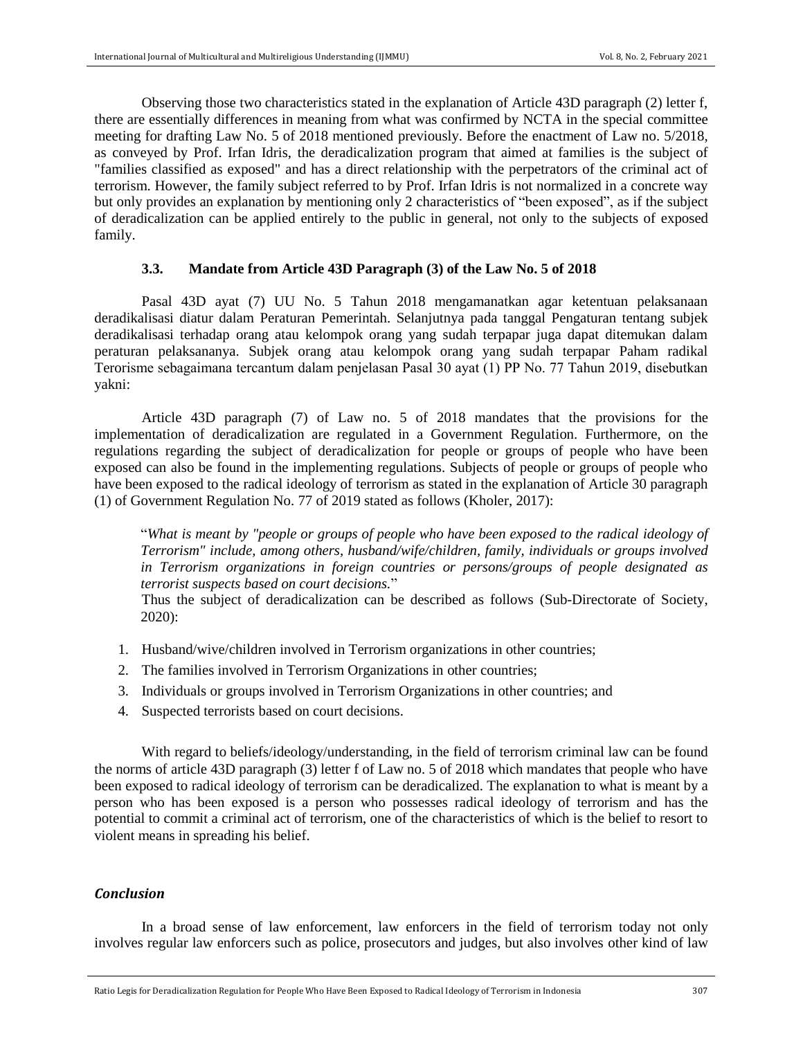Observing those two characteristics stated in the explanation of Article 43D paragraph (2) letter f, there are essentially differences in meaning from what was confirmed by NCTA in the special committee meeting for drafting Law No. 5 of 2018 mentioned previously. Before the enactment of Law no. 5/2018, as conveyed by Prof. Irfan Idris, the deradicalization program that aimed at families is the subject of "families classified as exposed" and has a direct relationship with the perpetrators of the criminal act of terrorism. However, the family subject referred to by Prof. Irfan Idris is not normalized in a concrete way but only provides an explanation by mentioning only 2 characteristics of "been exposed", as if the subject of deradicalization can be applied entirely to the public in general, not only to the subjects of exposed family.

### 3.3. Mandate from Article 43D Paragraph (3) of the Law No. 5 of 2018

Pasal 43D ayat (7) UU No. 5 Tahun 2018 mengamanatkan agar ketentuan pelaksanaan deradikalisasi diatur dalam Peraturan Pemerintah. Selanjutnya pada tanggal Pengaturan tentang subjek deradikalisasi terhadap orang atau kelompok orang yang sudah terpapar juga dapat ditemukan dalam peraturan pelaksananya. Subjek orang atau kelompok orang yang sudah terpapar Paham radikal Terorisme sebagaimana tercantum dalam penjelasan Pasal 30 ayat (1) PP No. 77 Tahun 2019, disebutkan yakni:

Article 43D paragraph (7) of Law no. 5 of 2018 mandates that the provisions for the implementation of deradicalization are regulated in a Government Regulation. Furthermore, on the regulations regarding the subject of deradicalization for people or groups of people who have been exposed can also be found in the implementing regulations. Subjects of people or groups of people who have been exposed to the radical ideology of terrorism as stated in the explanation of Article 30 paragraph (1) of Government Regulation No. 77 of 2019 stated as follows (Kholer, 2017):

> "*What is meant by "people or groups of people who have been exposed to the radical ideology of Terrorism" include, among others, husband/wife/children, family, individuals or groups involved in Terrorism organizations in foreign countries or persons/groups of people designated as terrorist suspects based on court decisions.*"
>
> Thus the subject of deradicalization can be described as follows (Sub-Directorate of Society, 2020):

1. Husband/wive/children involved in Terrorism organizations in other countries;
2. The families involved in Terrorism Organizations in other countries;
3. Individuals or groups involved in Terrorism Organizations in other countries; and
4. Suspected terrorists based on court decisions.

With regard to beliefs/ideology/understanding, in the field of terrorism criminal law can be found the norms of article 43D paragraph (3) letter f of Law no. 5 of 2018 which mandates that people who have been exposed to radical ideology of terrorism can be deradicalized. The explanation to what is meant by a person who has been exposed is a person who possesses radical ideology of terrorism and has the potential to commit a criminal act of terrorism, one of the characteristics of which is the belief to resort to violent means in spreading his belief.

## *Conclusion*

In a broad sense of law enforcement, law enforcers in the field of terrorism today not only involves regular law enforcers such as police, prosecutors and judges, but also involves other kind of law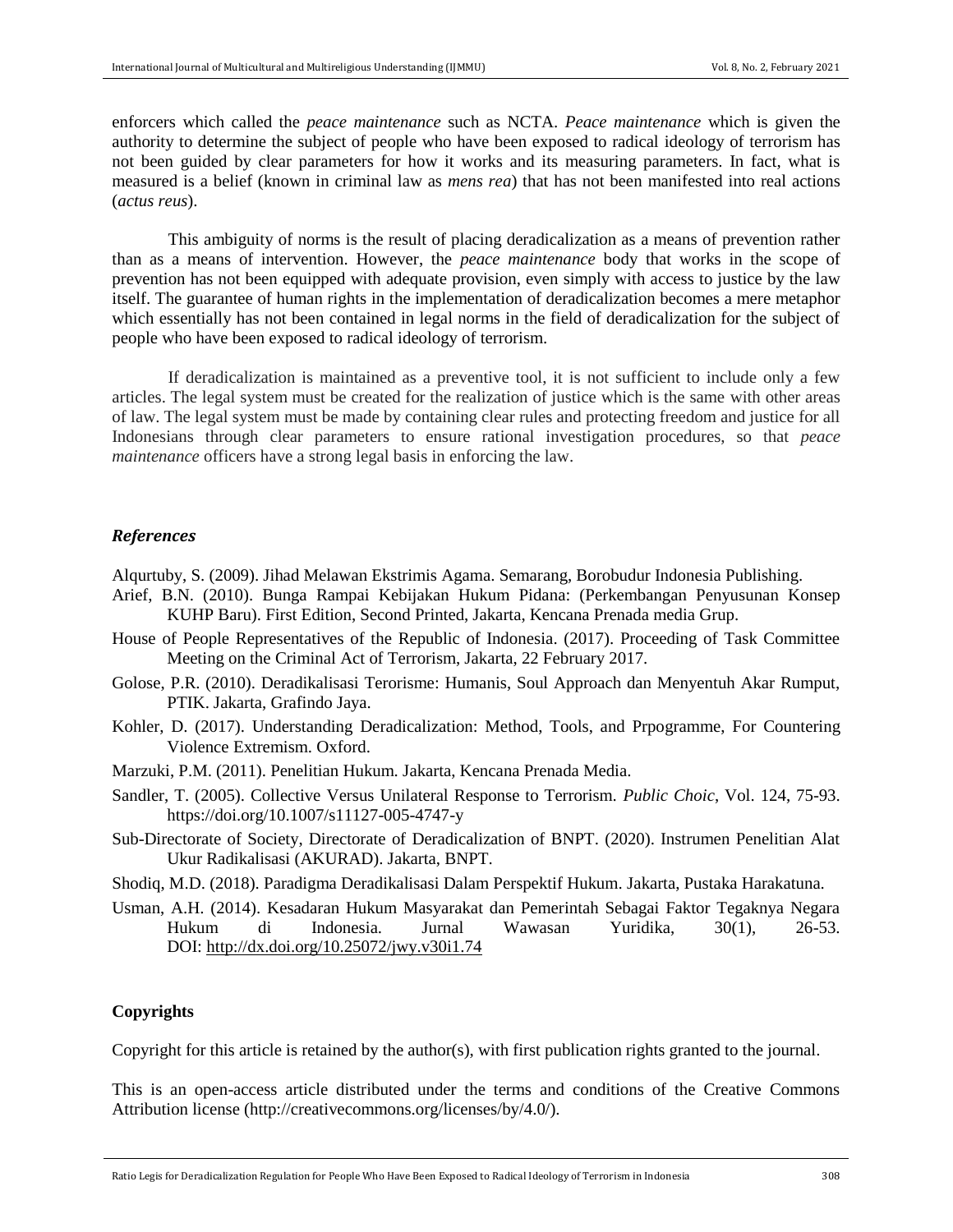enforcers which called the *peace maintenance* such as NCTA. *Peace maintenance* which is given the authority to determine the subject of people who have been exposed to radical ideology of terrorism has not been guided by clear parameters for how it works and its measuring parameters. In fact, what is measured is a belief (known in criminal law as *mens rea*) that has not been manifested into real actions (*actus reus*).

This ambiguity of norms is the result of placing deradicalization as a means of prevention rather than as a means of intervention. However, the *peace maintenance* body that works in the scope of prevention has not been equipped with adequate provision, even simply with access to justice by the law itself. The guarantee of human rights in the implementation of deradicalization becomes a mere metaphor which essentially has not been contained in legal norms in the field of deradicalization for the subject of people who have been exposed to radical ideology of terrorism.

If deradicalization is maintained as a preventive tool, it is not sufficient to include only a few articles. The legal system must be created for the realization of justice which is the same with other areas of law. The legal system must be made by containing clear rules and protecting freedom and justice for all Indonesians through clear parameters to ensure rational investigation procedures, so that *peace maintenance* officers have a strong legal basis in enforcing the law.

## *References*

Alqurtuby, S. (2009). Jihad Melawan Ekstrimis Agama. Semarang, Borobudur Indonesia Publishing.

Arief, B.N. (2010). Bunga Rampai Kebijakan Hukum Pidana: (Perkembangan Penyusunan Konsep KUHP Baru). First Edition, Second Printed, Jakarta, Kencana Prenada media Grup.

House of People Representatives of the Republic of Indonesia. (2017). Proceeding of Task Committee Meeting on the Criminal Act of Terrorism, Jakarta, 22 February 2017.

Golose, P.R. (2010). Deradikalisasi Terorisme: Humanis, Soul Approach dan Menyentuh Akar Rumput, PTIK. Jakarta, Grafindo Jaya.

Kohler, D. (2017). Understanding Deradicalization: Method, Tools, and Prpogramme, For Countering Violence Extremism. Oxford.

Marzuki, P.M. (2011). Penelitian Hukum. Jakarta, Kencana Prenada Media.

Sandler, T. (2005). Collective Versus Unilateral Response to Terrorism. *Public Choic*, Vol. 124, 75-93. https://doi.org/10.1007/s11127-005-4747-y

Sub-Directorate of Society, Directorate of Deradicalization of BNPT. (2020). Instrumen Penelitian Alat Ukur Radikalisasi (AKURAD). Jakarta, BNPT.

Shodiq, M.D. (2018). Paradigma Deradikalisasi Dalam Perspektif Hukum. Jakarta, Pustaka Harakatuna.

Usman, A.H. (2014). Kesadaran Hukum Masyarakat dan Pemerintah Sebagai Faktor Tegaknya Negara Hukum di Indonesia. Jurnal Wawasan Yuridika, 30(1), 26-53. DOI: http://dx.doi.org/10.25072/jwy.v30i1.74

**Copyrights**

Copyright for this article is retained by the author(s), with first publication rights granted to the journal.

This is an open-access article distributed under the terms and conditions of the Creative Commons Attribution license (http://creativecommons.org/licenses/by/4.0/).